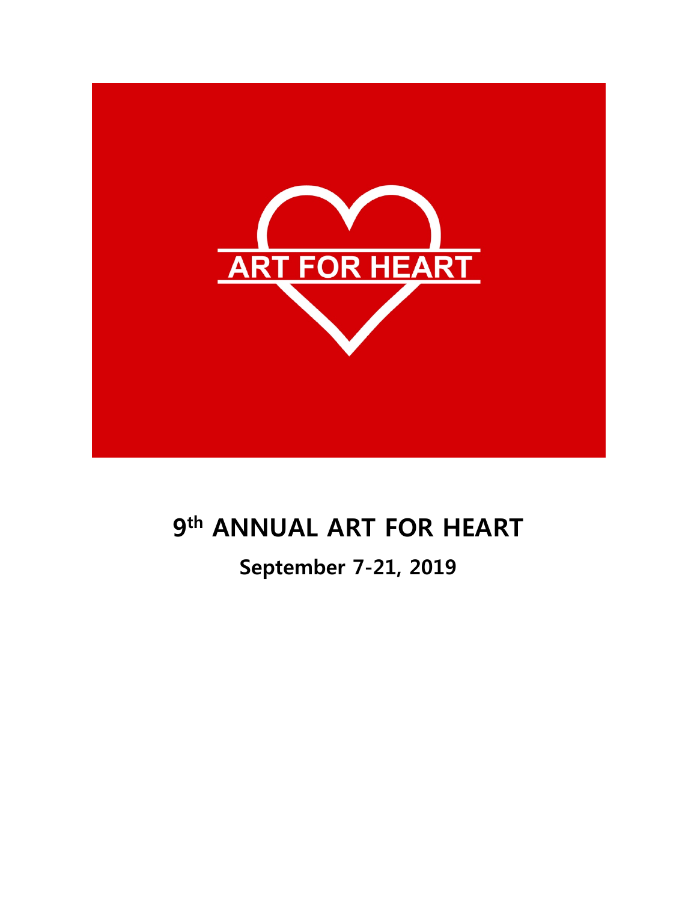ART FOR HEART

# 9th ANNUAL ART FOR HEART

## September 7-21, 2019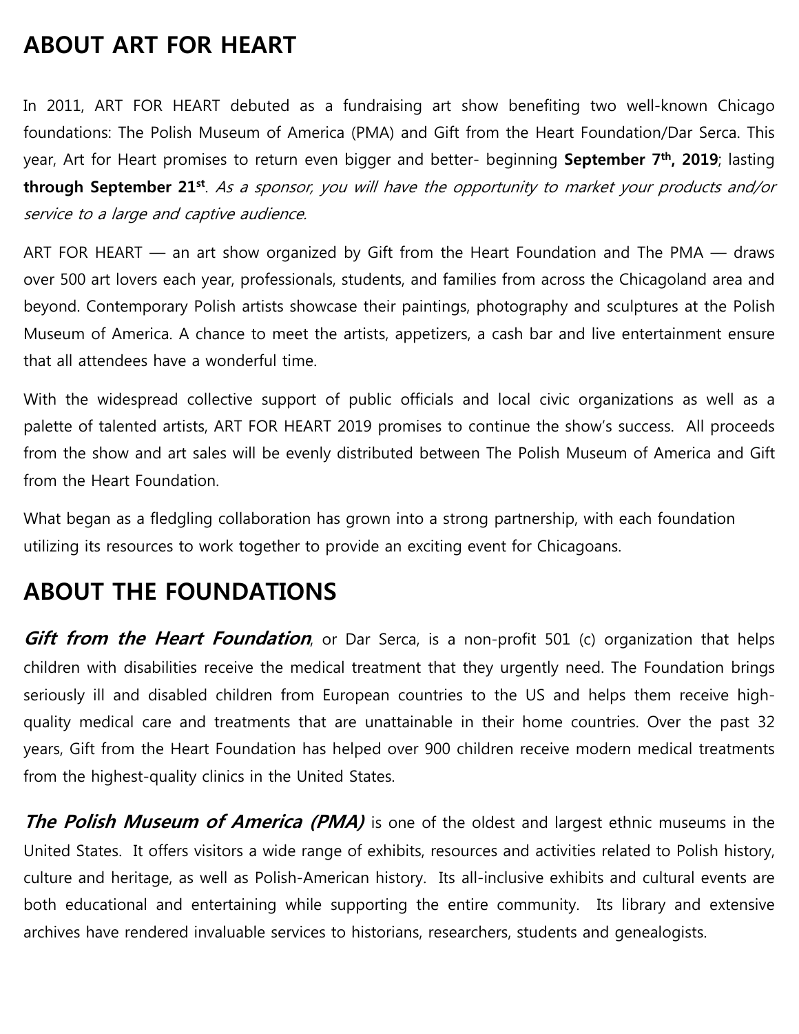## ABOUT ART FOR HEART

In 2011, ART FOR HEART debuted as a fundraising art show benefiting two well-known Chicago foundations: The Polish Museum of America (PMA) and Gift from the Heart Foundation/Dar Serca. This year, Art for Heart promises to return even bigger and better- beginning **September 7th, 2019**; lasting **through September 21st**. *As a sponsor, you will have the opportunity to market your products and/or service to a large and captive audience.*

ART FOR HEART — an art show organized by Gift from the Heart Foundation and The PMA — draws over 500 art lovers each year, professionals, students, and families from across the Chicagoland area and beyond. Contemporary Polish artists showcase their paintings, photography and sculptures at the Polish Museum of America. A chance to meet the artists, appetizers, a cash bar and live entertainment ensure that all attendees have a wonderful time.

With the widespread collective support of public officials and local civic organizations as well as a palette of talented artists, ART FOR HEART 2019 promises to continue the show's success. All proceeds from the show and art sales will be evenly distributed between The Polish Museum of America and Gift from the Heart Foundation.

What began as a fledgling collaboration has grown into a strong partnership, with each foundation utilizing its resources to work together to provide an exciting event for Chicagoans.

## ABOUT THE FOUNDATIONS

***Gift from the Heart Foundation***, or Dar Serca, is a non-profit 501 (c) organization that helps children with disabilities receive the medical treatment that they urgently need. The Foundation brings seriously ill and disabled children from European countries to the US and helps them receive high-quality medical care and treatments that are unattainable in their home countries. Over the past 32 years, Gift from the Heart Foundation has helped over 900 children receive modern medical treatments from the highest-quality clinics in the United States.

***The Polish Museum of America (PMA)*** is one of the oldest and largest ethnic museums in the United States. It offers visitors a wide range of exhibits, resources and activities related to Polish history, culture and heritage, as well as Polish-American history. Its all-inclusive exhibits and cultural events are both educational and entertaining while supporting the entire community. Its library and extensive archives have rendered invaluable services to historians, researchers, students and genealogists.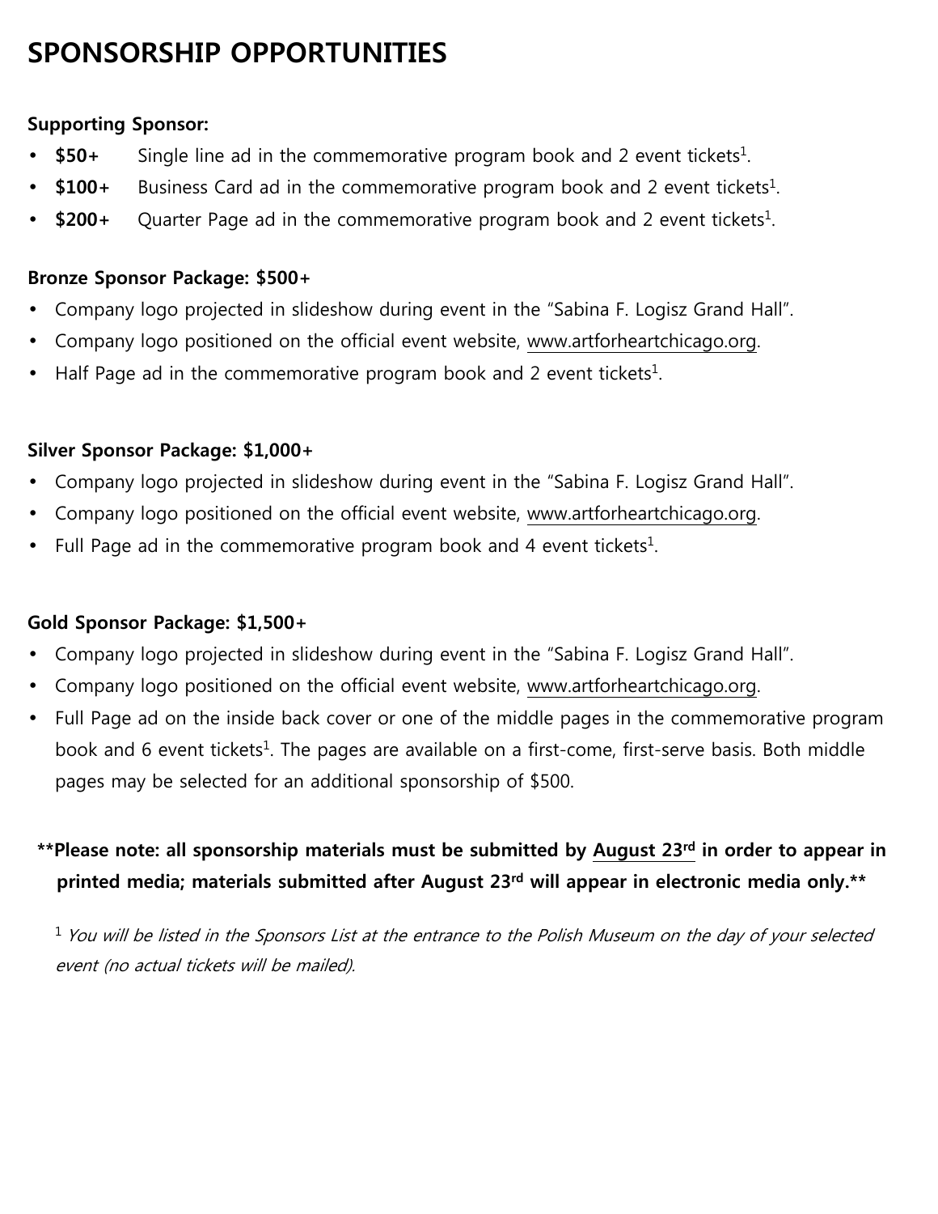# SPONSORSHIP OPPORTUNITIES

**Supporting Sponsor:**

- **$50+** Single line ad in the commemorative program book and 2 event tickets[1].
- **$100+** Business Card ad in the commemorative program book and 2 event tickets[1].
- **$200+** Quarter Page ad in the commemorative program book and 2 event tickets[1].

**Bronze Sponsor Package: $500+**

- Company logo projected in slideshow during event in the "Sabina F. Logisz Grand Hall".
- Company logo positioned on the official event website, www.artforheartchicago.org.
- Half Page ad in the commemorative program book and 2 event tickets[1].

**Silver Sponsor Package: $1,000+**

- Company logo projected in slideshow during event in the "Sabina F. Logisz Grand Hall".
- Company logo positioned on the official event website, www.artforheartchicago.org.
- Full Page ad in the commemorative program book and 4 event tickets[1].

**Gold Sponsor Package: $1,500+**

- Company logo projected in slideshow during event in the "Sabina F. Logisz Grand Hall".
- Company logo positioned on the official event website, www.artforheartchicago.org.
- Full Page ad on the inside back cover or one of the middle pages in the commemorative program book and 6 event tickets[1]. The pages are available on a first-come, first-serve basis. Both middle pages may be selected for an additional sponsorship of $500.

**\*\*Please note: all sponsorship materials must be submitted by August 23rd in order to appear in printed media; materials submitted after August 23rd will appear in electronic media only.\*\***

[1] *You will be listed in the Sponsors List at the entrance to the Polish Museum on the day of your selected event (no actual tickets will be mailed).*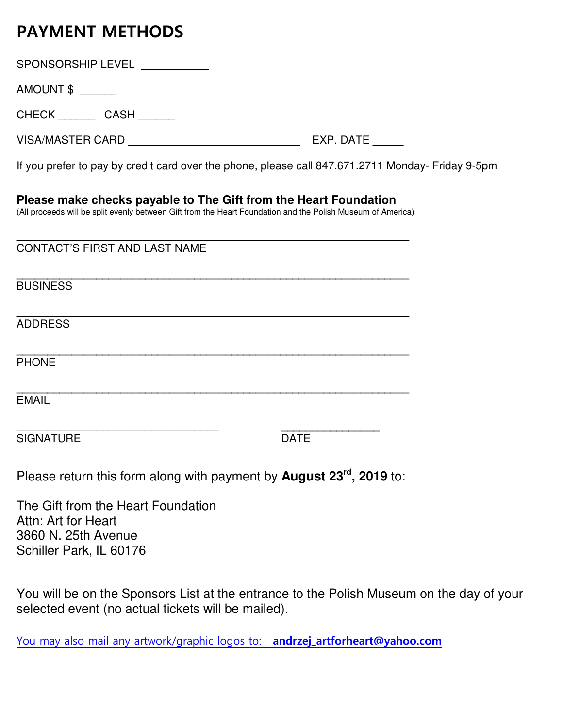# PAYMENT METHODS

SPONSORSHIP LEVEL ___________

AMOUNT $ ______

CHECK ______ CASH ______

VISA/MASTER CARD ____________________________ EXP. DATE _____

If you prefer to pay by credit card over the phone, please call 847.671.2711 Monday- Friday 9-5pm

**Please make checks payable to The Gift from the Heart Foundation**
(All proceeds will be split evenly between Gift from the Heart Foundation and the Polish Museum of America)

_______________________________________________________________
CONTACT'S FIRST AND LAST NAME

_______________________________________________________________
BUSINESS

_______________________________________________________________
ADDRESS

_______________________________________________________________
PHONE

_______________________________________________________________
EMAIL

________________________________ ________________
SIGNATURE DATE

Please return this form along with payment by **August 23rd, 2019** to:

The Gift from the Heart Foundation
Attn: Art for Heart
3860 N. 25th Avenue
Schiller Park, IL 60176

You will be on the Sponsors List at the entrance to the Polish Museum on the day of your selected event (no actual tickets will be mailed).

You may also mail any artwork/graphic logos to: **andrzej_artforheart@yahoo.com**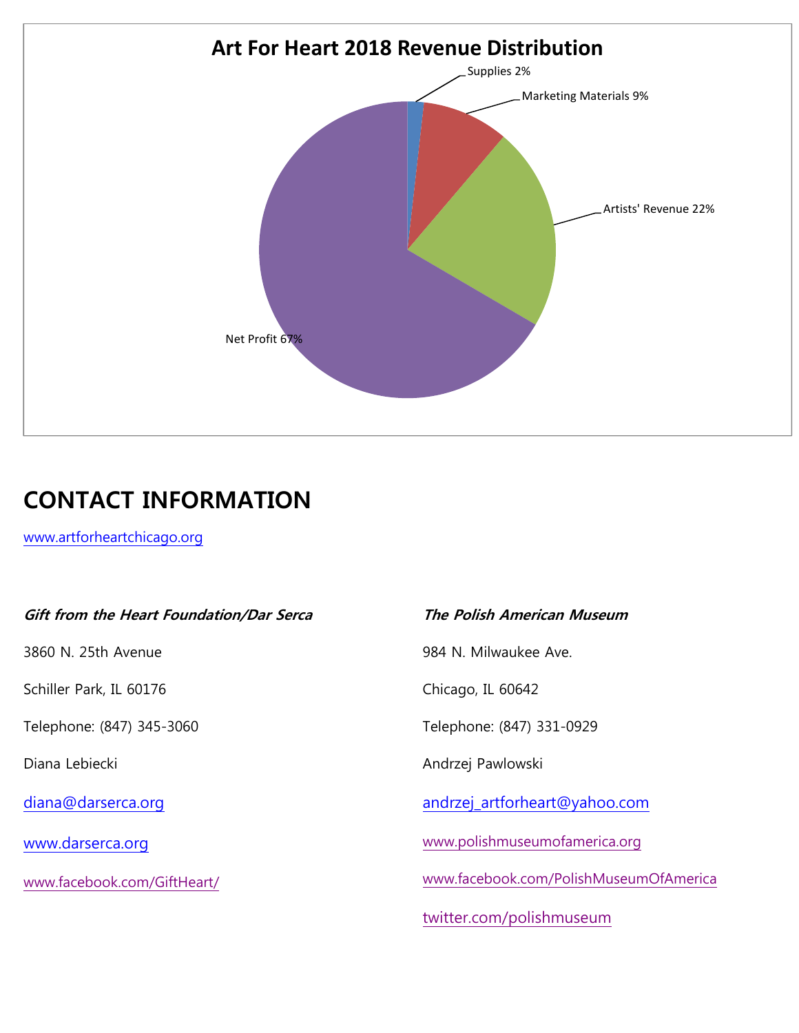Art For Heart 2018 Revenue Distribution

Supplies 2%

Marketing Materials 9%

Artists' Revenue 22%

Net Profit 67%

# CONTACT INFORMATION

www.artforheartchicago.org

***Gift from the Heart Foundation/Dar Serca***

3860 N. 25th Avenue

Schiller Park, IL 60176

Telephone: (847) 345-3060

Diana Lebiecki

diana@darserca.org

www.darserca.org

www.facebook.com/GiftHeart/

***The Polish American Museum***

984 N. Milwaukee Ave.

Chicago, IL 60642

Telephone: (847) 331-0929

Andrzej Pawlowski

andrzej_artforheart@yahoo.com

www.polishmuseumofamerica.org

www.facebook.com/PolishMuseumOfAmerica

twitter.com/polishmuseum